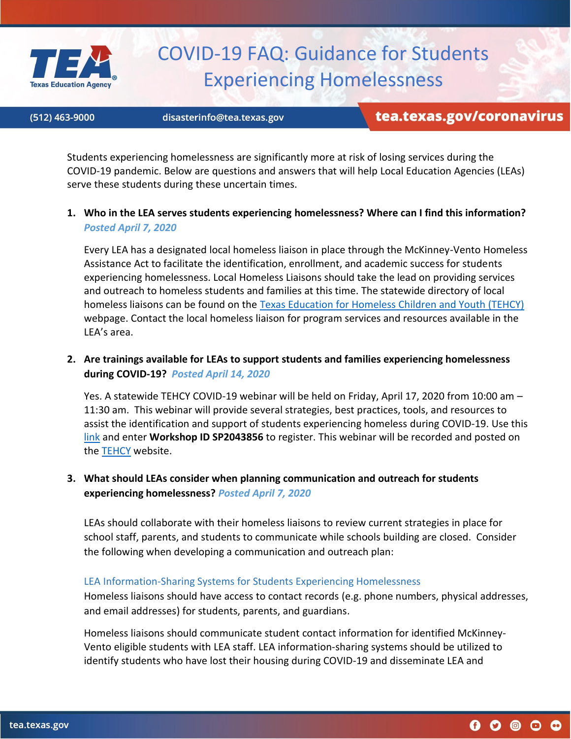# COVID-19 FAQ: Guidance for Students Experiencing Homelessness

(512) 463-9000 | disasterinfo@tea.texas.gov | tea.texas.gov/coronavirus

Students experiencing homelessness are significantly more at risk of losing services during the COVID-19 pandemic. Below are questions and answers that will help Local Education Agencies (LEAs) serve these students during these uncertain times.

1. **Who in the LEA serves students experiencing homelessness? Where can I find this information?** *Posted April 7, 2020*

   Every LEA has a designated local homeless liaison in place through the McKinney-Vento Homeless Assistance Act to facilitate the identification, enrollment, and academic success for students experiencing homelessness. Local Homeless Liaisons should take the lead on providing services and outreach to homeless students and families at this time. The statewide directory of local homeless liaisons can be found on the Texas Education for Homeless Children and Youth (TEHCY) webpage. Contact the local homeless liaison for program services and resources available in the LEA's area.

2. **Are trainings available for LEAs to support students and families experiencing homelessness during COVID-19?** *Posted April 14, 2020*

   Yes. A statewide TEHCY COVID-19 webinar will be held on Friday, April 17, 2020 from 10:00 am – 11:30 am. This webinar will provide several strategies, best practices, tools, and resources to assist the identification and support of students experiencing homeless during COVID-19. Use this link and enter **Workshop ID SP2043856** to register. This webinar will be recorded and posted on the TEHCY website.

3. **What should LEAs consider when planning communication and outreach for students experiencing homelessness?** *Posted April 7, 2020*

   LEAs should collaborate with their homeless liaisons to review current strategies in place for school staff, parents, and students to communicate while schools building are closed. Consider the following when developing a communication and outreach plan:

   LEA Information-Sharing Systems for Students Experiencing Homelessness

   Homeless liaisons should have access to contact records (e.g. phone numbers, physical addresses, and email addresses) for students, parents, and guardians.

   Homeless liaisons should communicate student contact information for identified McKinney-Vento eligible students with LEA staff. LEA information-sharing systems should be utilized to identify students who have lost their housing during COVID-19 and disseminate LEA and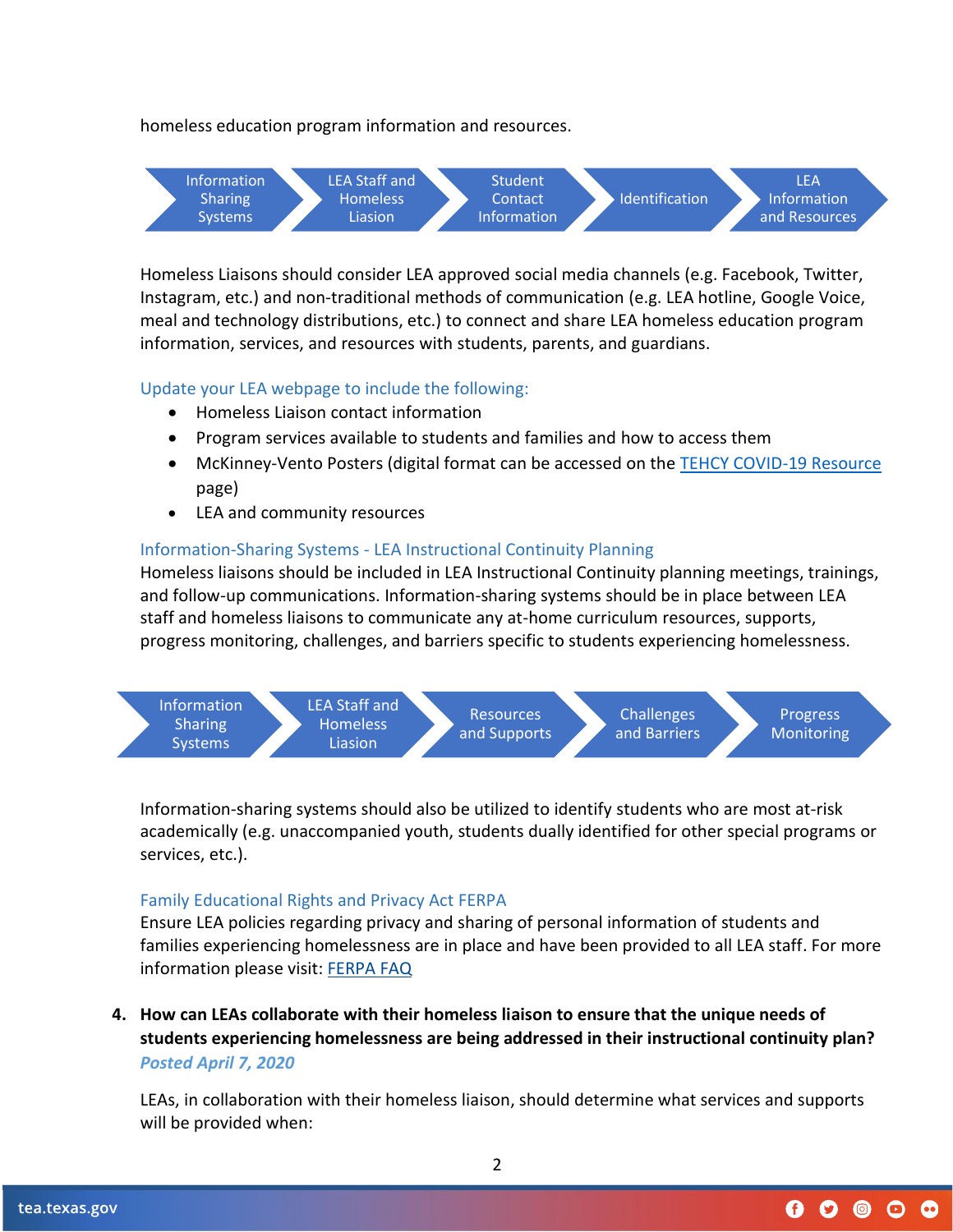homeless education program information and resources.

Information Sharing Systems → LEA Staff and Homeless Liaison → Student Contact Information → Identification → LEA Information and Resources

Homeless Liaisons should consider LEA approved social media channels (e.g. Facebook, Twitter, Instagram, etc.) and non-traditional methods of communication (e.g. LEA hotline, Google Voice, meal and technology distributions, etc.) to connect and share LEA homeless education program information, services, and resources with students, parents, and guardians.

### Update your LEA webpage to include the following:

- Homeless Liaison contact information
- Program services available to students and families and how to access them
- McKinney-Vento Posters (digital format can be accessed on the [TEHCY COVID-19 Resource](#) page)
- LEA and community resources

### Information-Sharing Systems - LEA Instructional Continuity Planning

Homeless liaisons should be included in LEA Instructional Continuity planning meetings, trainings, and follow-up communications. Information-sharing systems should be in place between LEA staff and homeless liaisons to communicate any at-home curriculum resources, supports, progress monitoring, challenges, and barriers specific to students experiencing homelessness.

Information Sharing Systems → LEA Staff and Homeless Liasion → Resources and Supports → Challenges and Barriers → Progress Monitoring

Information-sharing systems should also be utilized to identify students who are most at-risk academically (e.g. unaccompanied youth, students dually identified for other special programs or services, etc.).

### Family Educational Rights and Privacy Act FERPA

Ensure LEA policies regarding privacy and sharing of personal information of students and families experiencing homelessness are in place and have been provided to all LEA staff. For more information please visit: [FERPA FAQ](#)

4. **How can LEAs collaborate with their homeless liaison to ensure that the unique needs of students experiencing homelessness are being addressed in their instructional continuity plan?**
   ***Posted April 7, 2020***

   LEAs, in collaboration with their homeless liaison, should determine what services and supports will be provided when: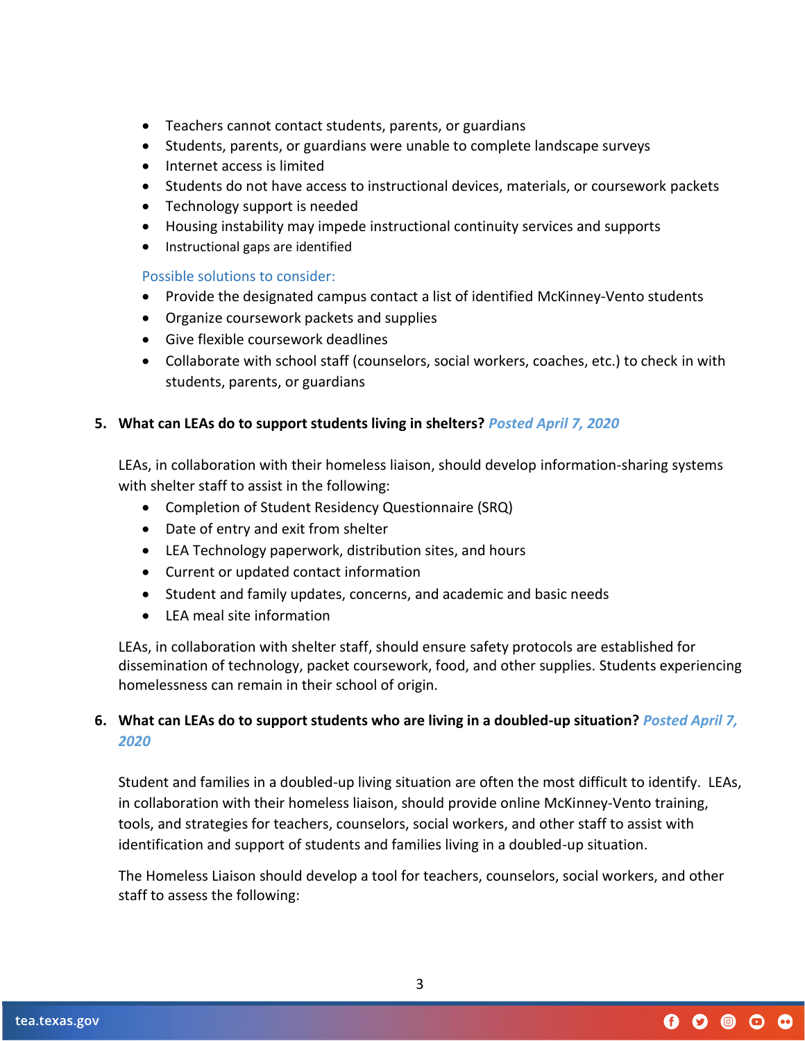- Teachers cannot contact students, parents, or guardians
- Students, parents, or guardians were unable to complete landscape surveys
- Internet access is limited
- Students do not have access to instructional devices, materials, or coursework packets
- Technology support is needed
- Housing instability may impede instructional continuity services and supports
- Instructional gaps are identified

Possible solutions to consider:

- Provide the designated campus contact a list of identified McKinney-Vento students
- Organize coursework packets and supplies
- Give flexible coursework deadlines
- Collaborate with school staff (counselors, social workers, coaches, etc.) to check in with students, parents, or guardians

5. **What can LEAs do to support students living in shelters?** ***Posted April 7, 2020***

   LEAs, in collaboration with their homeless liaison, should develop information-sharing systems with shelter staff to assist in the following:

   - Completion of Student Residency Questionnaire (SRQ)
   - Date of entry and exit from shelter
   - LEA Technology paperwork, distribution sites, and hours
   - Current or updated contact information
   - Student and family updates, concerns, and academic and basic needs
   - LEA meal site information

   LEAs, in collaboration with shelter staff, should ensure safety protocols are established for dissemination of technology, packet coursework, food, and other supplies. Students experiencing homelessness can remain in their school of origin.

6. **What can LEAs do to support students who are living in a doubled-up situation?** ***Posted April 7, 2020***

   Student and families in a doubled-up living situation are often the most difficult to identify. LEAs, in collaboration with their homeless liaison, should provide online McKinney-Vento training, tools, and strategies for teachers, counselors, social workers, and other staff to assist with identification and support of students and families living in a doubled-up situation.

   The Homeless Liaison should develop a tool for teachers, counselors, social workers, and other staff to assess the following: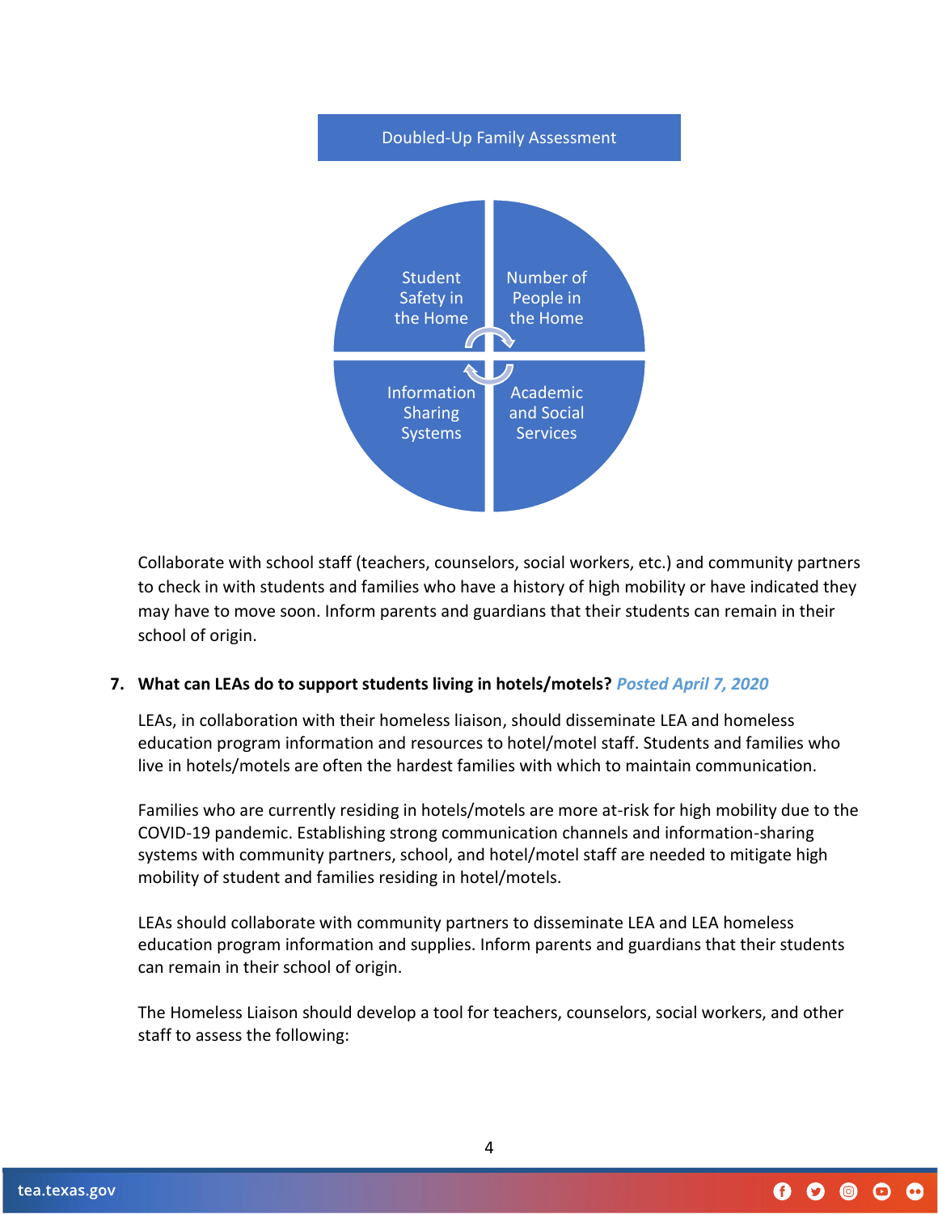Doubled-Up Family Assessment

Student Safety in the Home

Number of People in the Home

Information Sharing Systems

Academic and Social Services

Collaborate with school staff (teachers, counselors, social workers, etc.) and community partners to check in with students and families who have a history of high mobility or have indicated they may have to move soon. Inform parents and guardians that their students can remain in their school of origin.

7. **What can LEAs do to support students living in hotels/motels?** ***Posted April 7, 2020***

   LEAs, in collaboration with their homeless liaison, should disseminate LEA and homeless education program information and resources to hotel/motel staff. Students and families who live in hotels/motels are often the hardest families with which to maintain communication.

   Families who are currently residing in hotels/motels are more at-risk for high mobility due to the COVID-19 pandemic. Establishing strong communication channels and information-sharing systems with community partners, school, and hotel/motel staff are needed to mitigate high mobility of student and families residing in hotel/motels.

   LEAs should collaborate with community partners to disseminate LEA and LEA homeless education program information and supplies. Inform parents and guardians that their students can remain in their school of origin.

   The Homeless Liaison should develop a tool for teachers, counselors, social workers, and other staff to assess the following: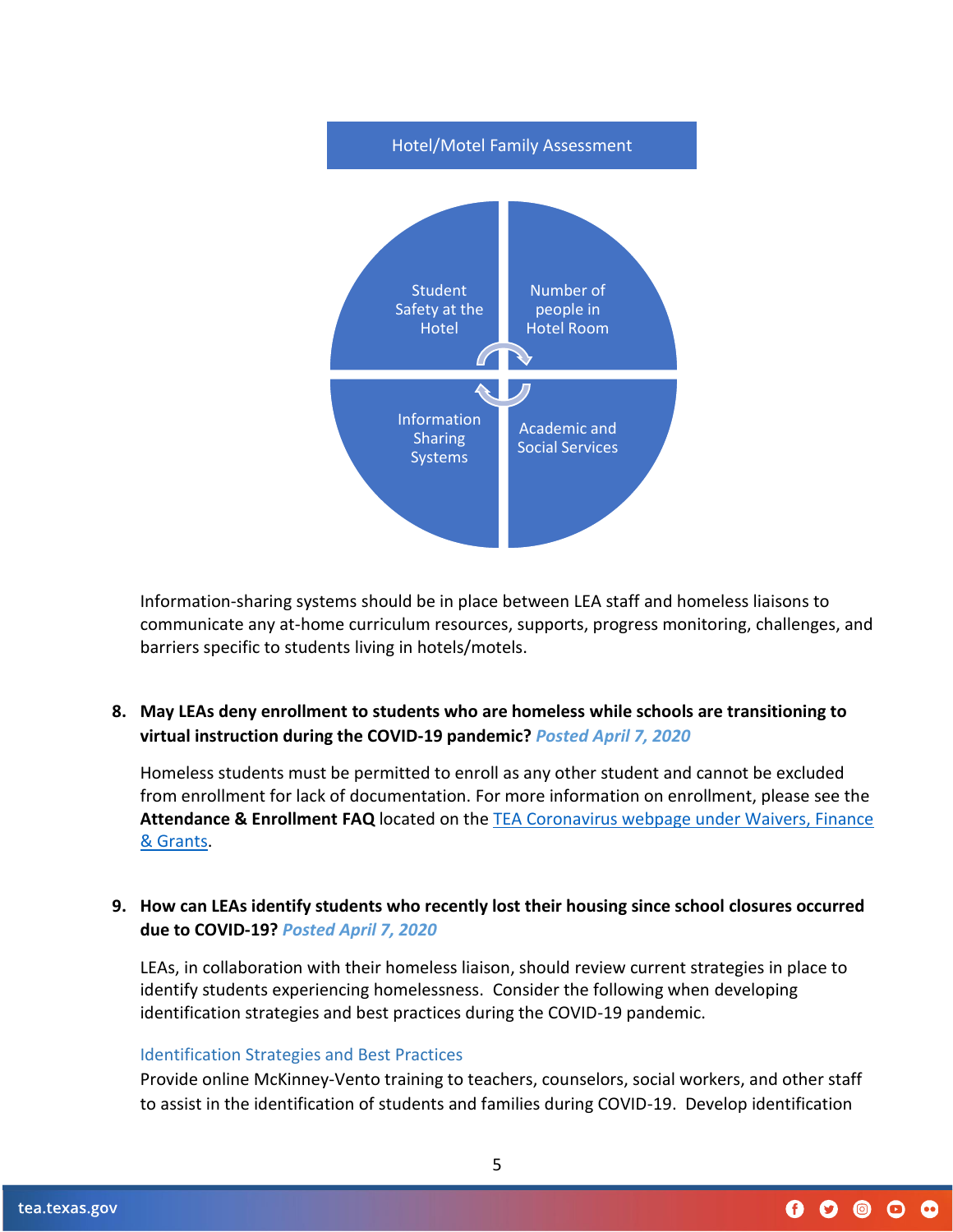Hotel/Motel Family Assessment

Student Safety at the Hotel

Number of people in Hotel Room

Information Sharing Systems

Academic and Social Services

Information-sharing systems should be in place between LEA staff and homeless liaisons to communicate any at-home curriculum resources, supports, progress monitoring, challenges, and barriers specific to students living in hotels/motels.

8. **May LEAs deny enrollment to students who are homeless while schools are transitioning to virtual instruction during the COVID-19 pandemic?** ***Posted April 7, 2020***

   Homeless students must be permitted to enroll as any other student and cannot be excluded from enrollment for lack of documentation. For more information on enrollment, please see the **Attendance & Enrollment FAQ** located on the TEA Coronavirus webpage under Waivers, Finance & Grants.

9. **How can LEAs identify students who recently lost their housing since school closures occurred due to COVID-19?** ***Posted April 7, 2020***

   LEAs, in collaboration with their homeless liaison, should review current strategies in place to identify students experiencing homelessness. Consider the following when developing identification strategies and best practices during the COVID-19 pandemic.

   Identification Strategies and Best Practices

   Provide online McKinney-Vento training to teachers, counselors, social workers, and other staff to assist in the identification of students and families during COVID-19. Develop identification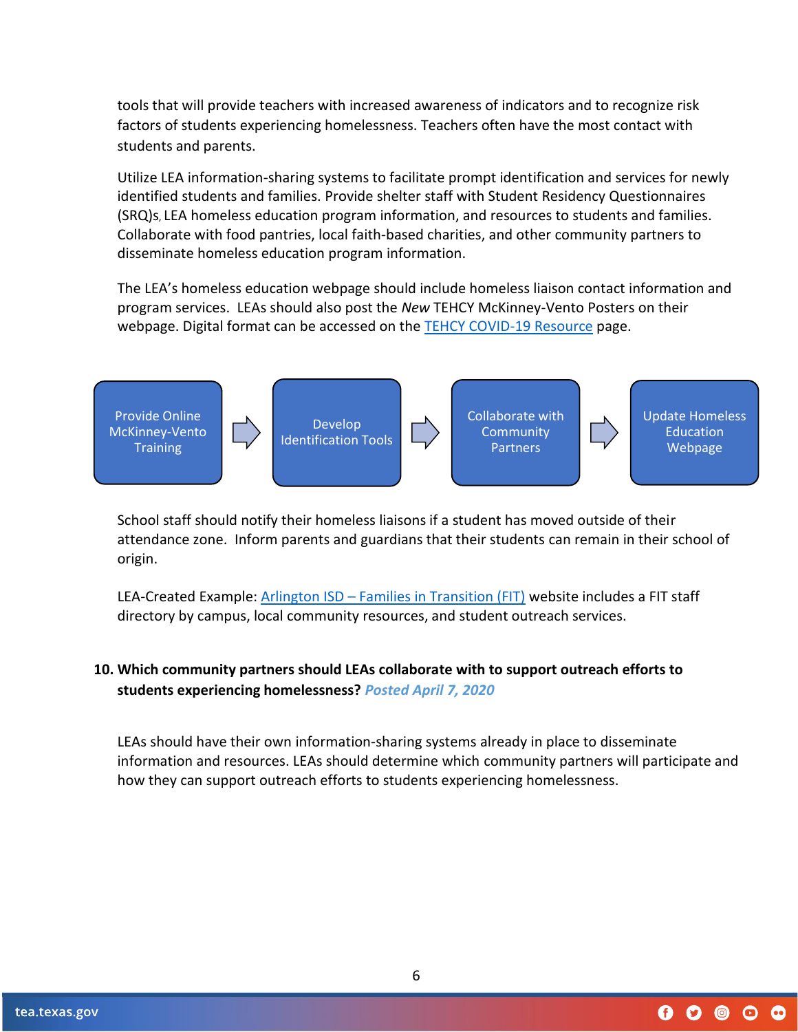tools that will provide teachers with increased awareness of indicators and to recognize risk factors of students experiencing homelessness. Teachers often have the most contact with students and parents.

Utilize LEA information-sharing systems to facilitate prompt identification and services for newly identified students and families. Provide shelter staff with Student Residency Questionnaires (SRQ)s, LEA homeless education program information, and resources to students and families. Collaborate with food pantries, local faith-based charities, and other community partners to disseminate homeless education program information.

The LEA's homeless education webpage should include homeless liaison contact information and program services. LEAs should also post the *New* TEHCY McKinney-Vento Posters on their webpage. Digital format can be accessed on the [TEHCY COVID-19 Resource]() page.

Provide Online McKinney-Vento Training → Develop Identification Tools → Collaborate with Community Partners → Update Homeless Education Webpage

School staff should notify their homeless liaisons if a student has moved outside of their attendance zone. Inform parents and guardians that their students can remain in their school of origin.

LEA-Created Example: [Arlington ISD – Families in Transition (FIT)]() website includes a FIT staff directory by campus, local community resources, and student outreach services.

**10. Which community partners should LEAs collaborate with to support outreach efforts to students experiencing homelessness?** ***Posted April 7, 2020***

LEAs should have their own information-sharing systems already in place to disseminate information and resources. LEAs should determine which community partners will participate and how they can support outreach efforts to students experiencing homelessness.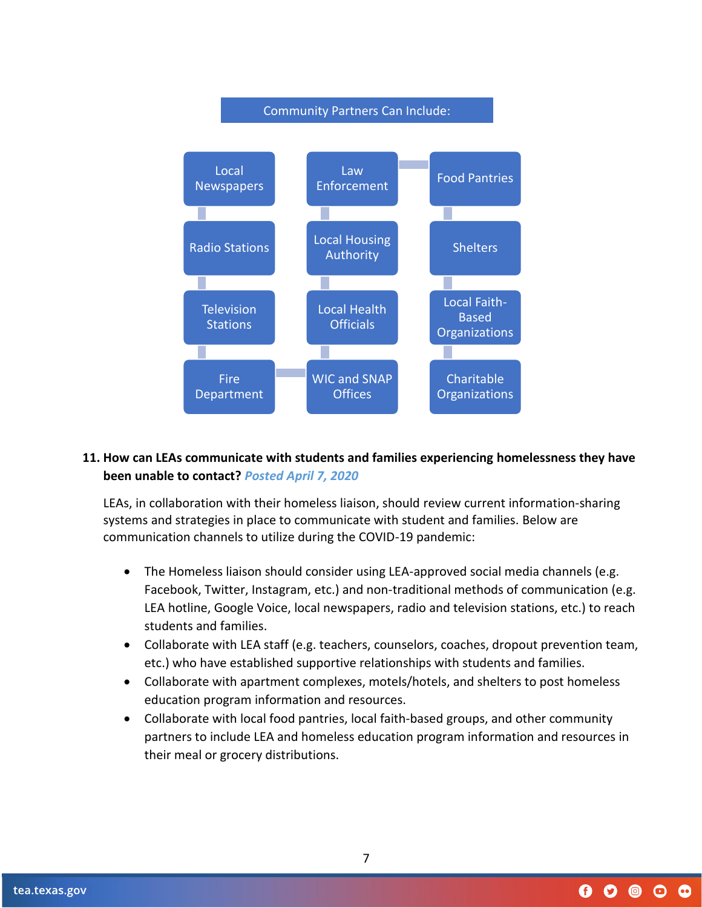Community Partners Can Include:

Local Newspapers
Radio Stations
Television Stations
Fire Department
Law Enforcement
Local Housing Authority
Local Health Officials
WIC and SNAP Offices
Food Pantries
Shelters
Local Faith-Based Organizations
Charitable Organizations

**11. How can LEAs communicate with students and families experiencing homelessness they have been unable to contact?** ***Posted April 7, 2020***

LEAs, in collaboration with their homeless liaison, should review current information-sharing systems and strategies in place to communicate with student and families. Below are communication channels to utilize during the COVID-19 pandemic:

- The Homeless liaison should consider using LEA-approved social media channels (e.g. Facebook, Twitter, Instagram, etc.) and non-traditional methods of communication (e.g. LEA hotline, Google Voice, local newspapers, radio and television stations, etc.) to reach students and families.
- Collaborate with LEA staff (e.g. teachers, counselors, coaches, dropout prevention team, etc.) who have established supportive relationships with students and families.
- Collaborate with apartment complexes, motels/hotels, and shelters to post homeless education program information and resources.
- Collaborate with local food pantries, local faith-based groups, and other community partners to include LEA and homeless education program information and resources in their meal or grocery distributions.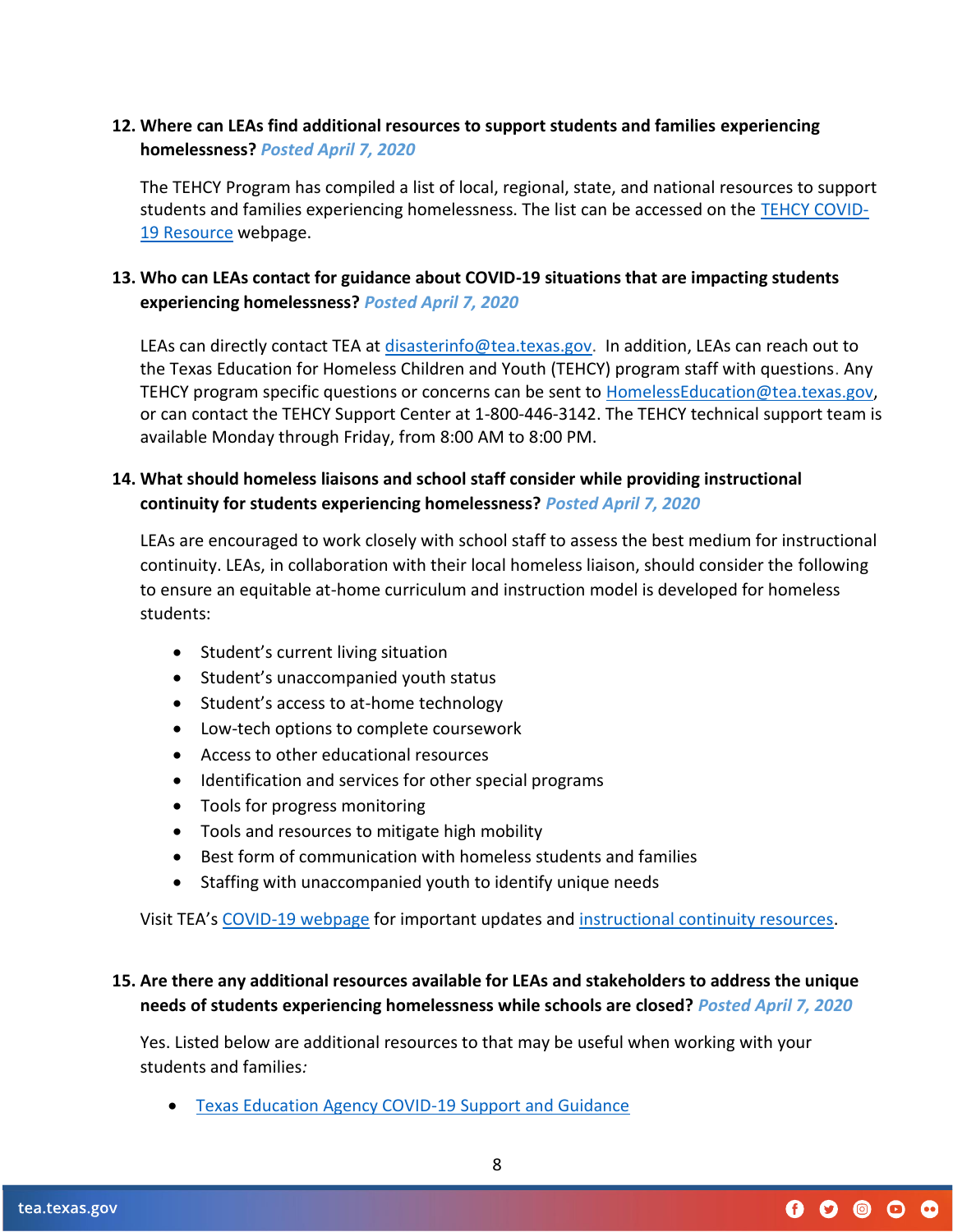**12. Where can LEAs find additional resources to support students and families experiencing homelessness?** *Posted April 7, 2020*

The TEHCY Program has compiled a list of local, regional, state, and national resources to support students and families experiencing homelessness. The list can be accessed on the TEHCY COVID-19 Resource webpage.

**13. Who can LEAs contact for guidance about COVID-19 situations that are impacting students experiencing homelessness?** *Posted April 7, 2020*

LEAs can directly contact TEA at disasterinfo@tea.texas.gov. In addition, LEAs can reach out to the Texas Education for Homeless Children and Youth (TEHCY) program staff with questions. Any TEHCY program specific questions or concerns can be sent to HomelessEducation@tea.texas.gov, or can contact the TEHCY Support Center at 1-800-446-3142. The TEHCY technical support team is available Monday through Friday, from 8:00 AM to 8:00 PM.

**14. What should homeless liaisons and school staff consider while providing instructional continuity for students experiencing homelessness?** *Posted April 7, 2020*

LEAs are encouraged to work closely with school staff to assess the best medium for instructional continuity. LEAs, in collaboration with their local homeless liaison, should consider the following to ensure an equitable at-home curriculum and instruction model is developed for homeless students:

- Student's current living situation
- Student's unaccompanied youth status
- Student's access to at-home technology
- Low-tech options to complete coursework
- Access to other educational resources
- Identification and services for other special programs
- Tools for progress monitoring
- Tools and resources to mitigate high mobility
- Best form of communication with homeless students and families
- Staffing with unaccompanied youth to identify unique needs

Visit TEA's COVID-19 webpage for important updates and instructional continuity resources.

**15. Are there any additional resources available for LEAs and stakeholders to address the unique needs of students experiencing homelessness while schools are closed?** *Posted April 7, 2020*

Yes. Listed below are additional resources to that may be useful when working with your students and families:

- Texas Education Agency COVID-19 Support and Guidance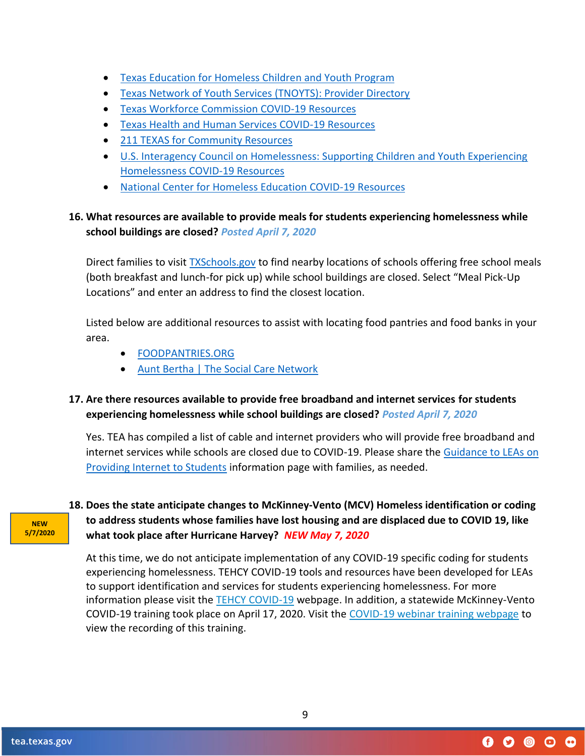- Texas Education for Homeless Children and Youth Program
- Texas Network of Youth Services (TNOYTS): Provider Directory
- Texas Workforce Commission COVID-19 Resources
- Texas Health and Human Services COVID-19 Resources
- 211 TEXAS for Community Resources
- U.S. Interagency Council on Homelessness: Supporting Children and Youth Experiencing Homelessness COVID-19 Resources
- National Center for Homeless Education COVID-19 Resources

**16. What resources are available to provide meals for students experiencing homelessness while school buildings are closed?** *Posted April 7, 2020*

Direct families to visit TXSchools.gov to find nearby locations of schools offering free school meals (both breakfast and lunch-for pick up) while school buildings are closed. Select "Meal Pick-Up Locations" and enter an address to find the closest location.

Listed below are additional resources to assist with locating food pantries and food banks in your area.

- FOODPANTRIES.ORG
- Aunt Bertha | The Social Care Network

**17. Are there resources available to provide free broadband and internet services for students experiencing homelessness while school buildings are closed?** *Posted April 7, 2020*

Yes. TEA has compiled a list of cable and internet providers who will provide free broadband and internet services while schools are closed due to COVID-19. Please share the Guidance to LEAs on Providing Internet to Students information page with families, as needed.

NEW 5/7/2020

**18. Does the state anticipate changes to McKinney-Vento (MCV) Homeless identification or coding to address students whose families have lost housing and are displaced due to COVID 19, like what took place after Hurricane Harvey?** ***NEW May 7, 2020***

At this time, we do not anticipate implementation of any COVID-19 specific coding for students experiencing homelessness. TEHCY COVID-19 tools and resources have been developed for LEAs to support identification and services for students experiencing homelessness. For more information please visit the TEHCY COVID-19 webpage. In addition, a statewide McKinney-Vento COVID-19 training took place on April 17, 2020. Visit the COVID-19 webinar training webpage to view the recording of this training.